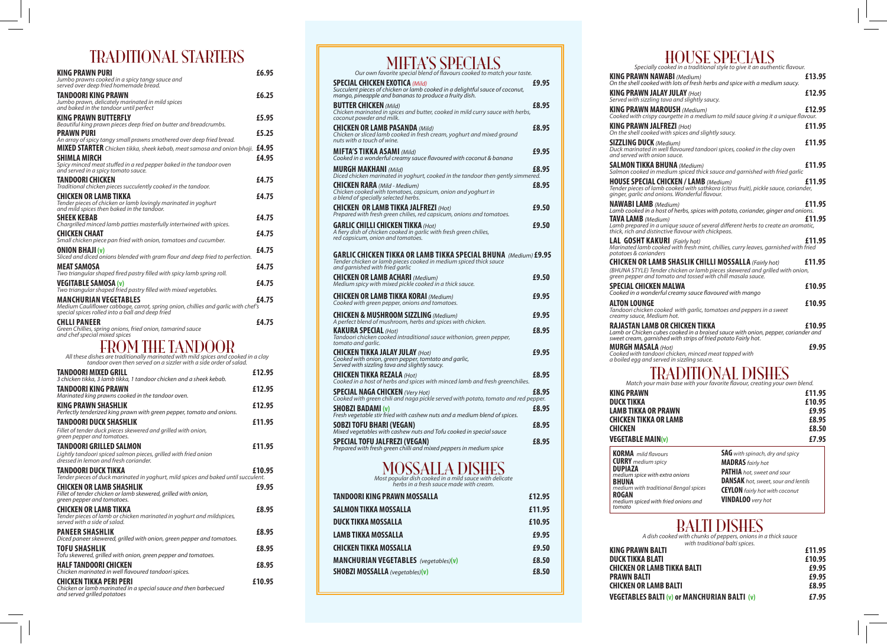# TRADITIONAL STARTERS

**KING PRAWN PURI** £6.95
*Jumbo prawns cooked in a spicy tangy sauce and served over deep fried homemade bread.*

**TANDOORI KING PRAWN** £6.25
*Jumbo prawn, delicately marinated in mild spices and baked in the tandoor until perfect*

**KING PRAWN BUTTERFLY** £5.95
*Beautiful king prawn pieces deep fried on butter and breadcrumbs.*

**PRAWN PURI** £5.25
*An array of spicy tangy small prawns smothered over deep fried bread.*

**MIXED STARTER** *Chicken tikka, sheek kebab, meat samosa and onion bhaji.* £4.95

**SHIMLA MIRCH** £4.95
*Spicy minced meat stuffed in a red pepper baked in the tandoor oven and served in a spicy tomato sauce.*

**TANDOORI CHICKEN** £4.75
*Traditional chicken pieces succulently cooked in the tandoor.*

**CHICKEN OR LAMB TIKKA** £4.75
*Tender pieces of chicken or lamb lovingly marinated in yoghurt and mild spices then baked in the tandoor.*

**SHEEK KEBAB** £4.75
*Chargrilled minced lamb patties masterfully intertwined with spices.*

**CHICKEN CHAAT** £4.75
*Small chicken piece pan fried with onion, tomatoes and cucumber.*

**ONION BHAJI (v)** £4.75
*Sliced and diced onions blended with gram flour and deep fried to perfection.*

**MEAT SAMOSA** £4.75
*Two triangular shaped fired pastry filled with spicy lamb spring roll.*

**VEGITABLE SAMOSA (v)** £4.75
*Two triangular shaped fried pastry filled with mixed vegetables.*

**MANCHURIAN VEGETABLES** £4.75
*Medium Cauliflower cabbage, carrot, spring onion, chillies and garlic with chef's special spices rolled into a ball and deep fried*

**CHLLI PANEER** £4.75
*Green Chillies, spring onions, fried onion, tamarind sauce and chef special mixed spices*

# FROM THE TANDOOR

*All these dishes are traditionally marinated with mild spices and cooked in a clay tandoor oven then served on a sizzler with a side order of salad.*

**TANDOORI MIXED GRILL** £12.95
*3 chicken tikka, 3 lamb tikka, 1 tandoor chicken and a sheek kebab.*

**TANDOORI KING PRAWN** £12.95
*Marinated king prawns cooked in the tandoor oven.*

**KING PRAWN SHASHLIK** £12.95
*Perfectly tenderized king prawn with green pepper, tomato and onions.*

**TANDOORI DUCK SHASHLIK** £11.95
*Fillet of tender duck pieces skewered and grilled with onion, green pepper and tomatoes.*

**TANDOORI GRILLED SALMON** £11.95
*Lightly tandoori spiced salmon pieces, grilled with fried onion dressed in lemon and fresh coriander.*

**TANDOORI DUCK TIKKA** £10.95
*Tender pieces of duck marinated in yoghurt, mild spices and baked until succulent.*

**CHICKEN OR LAMB SHASHLIK** £9.95
*Fillet of tender chicken or lamb skewered, grilled with onion, green pepper and tomatoes.*

**CHICKEN OR LAMB TIKKA** £8.95
*Tender pieces of lamb or chicken marinated in yoghurt and mildspices, served with a side of salad.*

**PANEER SHASHLIK** £8.95
*Diced paneer skewered, grilled with onion, green pepper and tomatoes.*

**TOFU SHASHLIK** £8.95
*Tofu skewered, grilled with onion, green pepper and tomatoes.*

**HALF TANDOORI CHICKEN** £8.95
*Chicken marinated in well flavoured tandoori spices.*

**CHICKEN TIKKA PERI PERI** £10.95
*Chicken or lamb marinated in a special sauce and then barbecued and served grilled potatoes*

# MIFTA'S SPECIALS

*Our own favorite special blend of flavours cooked to match your taste.*

**SPECIAL CHICKEN EXOTICA** *(Mild)* £9.95
*Succulent pieces of chicken or lamb cooked in a delightful sauce of coconut, mango, pineapple and bananas to produce a fruity dish.*

**BUTTER CHICKEN** *(Mild)* £8.95
*Chicken marinated in spices and butter, cooked in mild curry sauce with herbs, coconut powder and milk.*

**CHICKEN OR LAMB PASANDA** *(Mild)* £8.95
*Chicken or sliced lamb cooked in fresh cream, yoghurt and mixed ground nuts with a touch of wine.*

**MIFTA'S TIKKA ASAMI** *(Mild)* £9.95
*Cooked in a wonderful creamy sauce flavoured with coconut & banana*

**MURGH MAKHANI** *(Mild)* £8.95
*Diced chicken marinated in yoghurt, cooked in the tandoor then gently simmered.*

**CHICKEN RARA** *(Mild - Medium)* £8.95
*Chicken cooked with tomatoes, capsicum, onion and yoghurt in a blend of specially selected herbs.*

**CHICKEN OR LAMB TIKKA JALFREZI** *(Hot)* £9.50
*Prepared with fresh green chilies, red capsicum, onions and tomatoes.*

**GARLIC CHILLI CHICKEN TIKKA** *(Hot)* £9.50
*A fiery dish of chicken cooked in garlic with fresh green chilies, red capsicum, onion and tomatoes.*

**GARLIC CHICKEN TIKKA OR LAMB TIKKA SPECIAL BHUNA** *(Medium)* £9.95
*Tender chicken or lamb pieces cooked in medium spiced thick sauce and garnished with fried garlic*

**CHICKEN OR LAMB ACHARI** *(Medium)* £9.50
*Medium spicy with mixed pickle cooked in a thick sauce.*

**CHICKEN OR LAMB TIKKA KORAI** *(Medium)* £9.95
*Cooked with green pepper, onions and tomatoes.*

**CHICKEN & MUSHROOM SIZZLING** *(Medium)* £9.95
*A perfect blend of mushroom, herbs and spices with chicken.*

**KAKURA SPECIAL** *(Hot)* £8.95
*Tandoori chicken cooked intraditional sauce withonion, green pepper, tomato and garlic.*

**CHICKEN TIKKA JALAY JULAY** *(Hot)* £9.95
*Cooked with onion, green pepper, tomtato and garlic, Served with sizzling tava and slightly saucy.*

**CHICKEN TIKKA REZALA** *(Hot)* £8.95
*Cooked in a host of herbs and spices with minced lamb and fresh greenchilies.*

**SPECIAL NAGA CHICKEN** *(Very Hot)* £8.95
*Cooked with green chili and naga pickle served with potato, tomato and red pepper.*

**SHOBZI BADAMI (v)** £8.95
*Fresh vegetable stir fried with cashew nuts and a medium blend of spices.*

**SOBZI TOFU BHARI (VEGAN)** £8.95
*Mixed vegetables with cashew nuts and Tofu cooked in special sauce*

**SPECIAL TOFU JALFREZI (VEGAN)** £8.95
*Prepared with fresh green chilli and mixed peppers in medium spice*

# MOSSALLA DISHES

*Most popular dish cooked in a mild sauce with delicate herbs in a fresh sauce made with cream.*

| | |
|---|---|
| **TANDOORI KING PRAWN MOSSALLA** | £12.95 |
| **SALMON TIKKA MOSSALLA** | £11.95 |
| **DUCK TIKKA MOSSALLA** | £10.95 |
| **LAMB TIKKA MOSSALLA** | £9.95 |
| **CHICKEN TIKKA MOSSALLA** | £9.50 |
| **MANCHURIAN VEGETABLES** *(vegetables)***(v)** | £8.50 |
| **SHOBZI MOSSALLA** *(vegetables)***(v)** | £8.50 |

# HOUSE SPECIALS

*Specially cooked in a traditional style to give it an authentic flavour.*

**KING PRAWN NAWABI** *(Medium)* £13.95
*On the shell cooked with lots of fresh herbs and spice with a medium saucy.*

**KING PRAWN JALAY JULAY** *(Hot)* £12.95
*Served with sizzling tava and slightly saucy.*

**KING PRAWN MAROUSH** *(Medium)* £12.95
*Cooked with crispy courgette in a medium to mild sauce giving it a unique flavour.*

**KING PRAWN JALFREZI** *(Hot)* £11.95
*On the shell cooked with spices and slightly saucy.*

**SIZZLING DUCK** *(Medium)* £11.95
*Duck marinated in well flavoured tandoori spices, cooked in the clay oven and served with onion sauce.*

**SALMON TIKKA BHUNA** *(Medium)* £11.95
*Salmon cooked in medium spiced thick sauce and garnished with fried garlic*

**HOUSE SPECIAL CHICKEN / LAMB** *(Medium)* £11.95
*Tender pieces of lamb cooked with sathkora (citrus fruit), pickle sauce, coriander, ginger, garlic and onions. Wonderful flavour.*

**NAWABI LAMB** *(Medium)* £11.95
*Lamb cooked in a host of herbs, spices with potato, coriander, ginger and onions.*

**TAVA LAMB** *(Medium)* £11.95
*Lamb prepared in a unique sauce of several different herbs to create an aromatic, thick, rich and distinctive flavour with chickpeas.*

**LAL GOSHT KAKURI** *(Fairly hot)* £11.95
*Marinated lamb cooked with fresh mint, chillies, curry leaves, garnished with fried potatoes & corianders*

**CHICKEN OR LAMB SHASLIK CHILLI MOSSALLA** *(Fairly hot)* £11.95
*(BHUNA STYLE) Tender chicken or lamb pieces skewered and grilled with onion, green pepper and tomato and tossed with chill masala sauce.*

**SPECIAL CHICKEN MALWA** £10.95
*Cooked in a wonderful creamy sauce flavoured with mango*

**ALTON LOUNGE** £10.95
*Tandoori chicken cooked with garlic, tomatoes and peppers in a sweet creamy sauce, Medium hot.*

**RAJASTAN LAMB OR CHICKEN TIKKA** £10.95
*Lamb or Chicken cubes cooked in a braised sauce with onion, pepper, coriander and sweet cream, garnished with strips of fried potato Fairly hot.*

**MURGH MASALA** *(Hot)* £9.95
*Cooked with tandoori chicken, minced meat topped with a boiled egg and served in sizzling sauce.*

# TRADITIONAL DISHES

*Match your main base with your favorite flavour, creating your own blend.*

| | |
|---|---|
| **KING PRAWN** | £11.95 |
| **DUCK TIKKA** | £10.95 |
| **LAMB TIKKA OR PRAWN** | £9.95 |
| **CHICKEN TIKKA OR LAMB** | £8.95 |
| **CHICKEN** | £8.50 |
| **VEGETABLE MAIN(v)** | £7.95 |

- **KORMA** *mild flavours*
- **CURRY** *medium spicy*
- **DUPIAZA** *medium spice with extra onions*
- **BHUNA** *medium with traditional Bengal spices*
- **ROGAN** *medium spiced with fried onions and tomato*
- **SAG** *with spinach, dry and spicy*
- **MADRAS** *fairly hot*
- **PATHIA** *hot, sweet and sour*
- **DANSAK** *hot, sweet, sour and lentils*
- **CEYLON** *fairly hot with coconut*
- **VINDALOO** *very hot*

# BALTI DISHES

*A dish cooked with chunks of peppers, onions in a thick sauce with traditional balti spices.*

| | |
|---|---|
| **KING PRAWN BALTI** | £11.95 |
| **DUCK TIKKA BLATI** | £10.95 |
| **CHICKEN OR LAMB TIKKA BALTI** | £9.95 |
| **PRAWN BALTI** | £9.95 |
| **CHICKEN OR LAMB BALTI** | £8.95 |
| **VEGETABLES BALTI (v) or MANCHURIAN BALTI (v)** | £7.95 |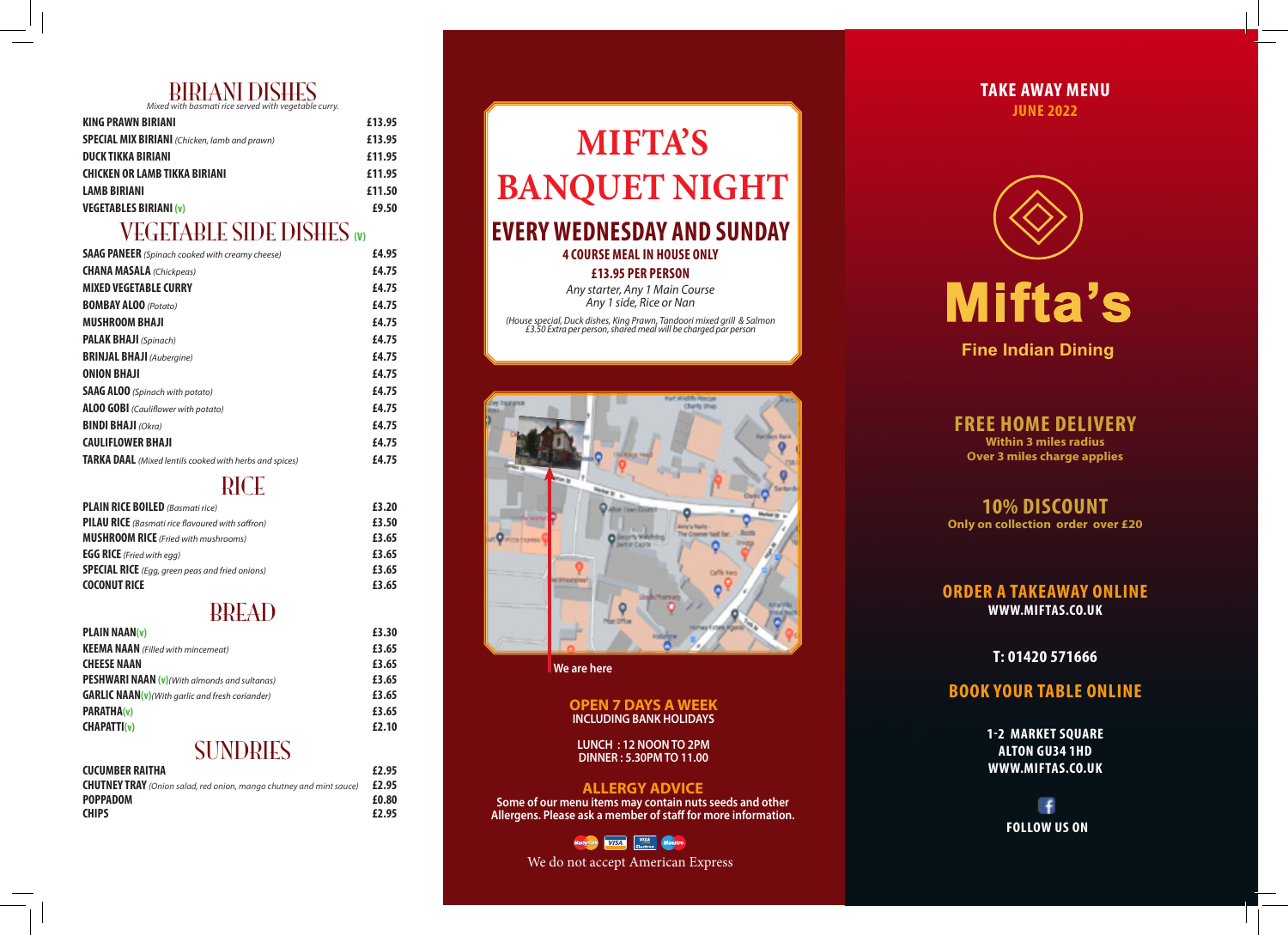## BIRIANI DISHES

*Mixed with basmati rice served with vegetable curry.*

| | |
|---|---|
| **KING PRAWN BIRIANI** | £13.95 |
| **SPECIAL MIX BIRIANI** *(Chicken, lamb and prawn)* | £13.95 |
| **DUCK TIKKA BIRIANI** | £11.95 |
| **CHICKEN OR LAMB TIKKA BIRIANI** | £11.95 |
| **LAMB BIRIANI** | £11.50 |
| **VEGETABLES BIRIANI (v)** | £9.50 |

## VEGETABLE SIDE DISHES (V)

| | |
|---|---|
| **SAAG PANEER** *(Spinach cooked with creamy cheese)* | £4.95 |
| **CHANA MASALA** *(Chickpeas)* | £4.75 |
| **MIXED VEGETABLE CURRY** | £4.75 |
| **BOMBAY ALOO** *(Potato)* | £4.75 |
| **MUSHROOM BHAJI** | £4.75 |
| **PALAK BHAJI** *(Spinach)* | £4.75 |
| **BRINJAL BHAJI** *(Aubergine)* | £4.75 |
| **ONION BHAJI** | £4.75 |
| **SAAG ALOO** *(Spinach with potato)* | £4.75 |
| **ALOO GOBI** *(Cauliflower with potato)* | £4.75 |
| **BINDI BHAJI** *(Okra)* | £4.75 |
| **CAULIFLOWER BHAJI** | £4.75 |
| **TARKA DAAL** *(Mixed lentils cooked with herbs and spices)* | £4.75 |

## RICE

| | |
|---|---|
| **PLAIN RICE BOILED** *(Basmati rice)* | £3.20 |
| **PILAU RICE** *(Basmati rice flavoured with saffron)* | £3.50 |
| **MUSHROOM RICE** *(Fried with mushrooms)* | £3.65 |
| **EGG RICE** *(Fried with egg)* | £3.65 |
| **SPECIAL RICE** *(Egg, green peas and fried onions)* | £3.65 |
| **COCONUT RICE** | £3.65 |

## BREAD

| | |
|---|---|
| **PLAIN NAAN (v)** | £3.30 |
| **KEEMA NAAN** *(Filled with mincemeat)* | £3.65 |
| **CHEESE NAAN** | £3.65 |
| **PESHWARI NAAN (v)** *(With almonds and sultanas)* | £3.65 |
| **GARLIC NAAN (v)** *(With garlic and fresh coriander)* | £3.65 |
| **PARATHA (v)** | £3.65 |
| **CHAPATTI (v)** | £2.10 |

## SUNDRIES

| | |
|---|---|
| **CUCUMBER RAITHA** | £2.95 |
| **CHUTNEY TRAY** *(Onion salad, red onion, mango chutney and mint sauce)* | £2.95 |
| **POPPADOM** | £0.80 |
| **CHIPS** | £2.95 |

# MIFTA'S BANQUET NIGHT

## EVERY WEDNESDAY AND SUNDAY

**4 COURSE MEAL IN HOUSE ONLY**

**£13.95 PER PERSON**

*Any starter, Any 1 Main Course*
*Any 1 side, Rice or Nan*

*(House special, Duck dishes, King Prawn, Tandoori mixed grill & Salmon £3.50 Extra per person, shared meal will be charged par person*

**We are here**

**OPEN 7 DAYS A WEEK**
**INCLUDING BANK HOLIDAYS**

**LUNCH : 12 NOON TO 2PM**
**DINNER : 5.30PM TO 11.00**

**ALLERGY ADVICE**
**Some of our menu items may contain nuts seeds and other Allergens. Please ask a member of staff for more information.**

We do not accept American Express

**TAKE AWAY MENU**
**JUNE 2022**

# Mifta's

**Fine Indian Dining**

## FREE HOME DELIVERY

**Within 3 miles radius**
**Over 3 miles charge applies**

## 10% DISCOUNT

**Only on collection order over £20**

## ORDER A TAKEAWAY ONLINE

**WWW.MIFTAS.CO.UK**

**T: 01420 571666**

## BOOK YOUR TABLE ONLINE

**1-2 MARKET SQUARE**
**ALTON GU34 1HD**
**WWW.MIFTAS.CO.UK**

**FOLLOW US ON**